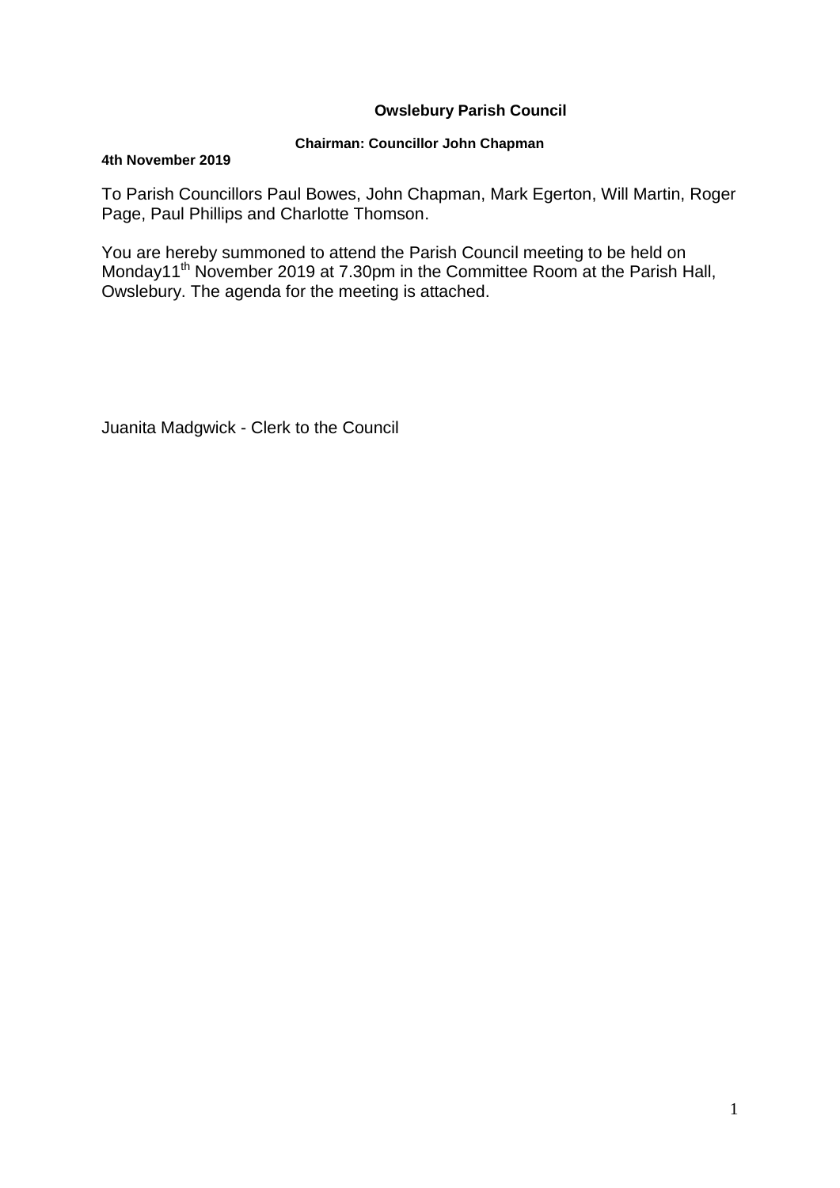**Owslebury Parish Council**

**Chairman: Councillor John Chapman**

**4th November 2019**

To Parish Councillors Paul Bowes, John Chapman, Mark Egerton, Will Martin, Roger Page, Paul Phillips and Charlotte Thomson.

You are hereby summoned to attend the Parish Council meeting to be held on Monday11th November 2019 at 7.30pm in the Committee Room at the Parish Hall, Owslebury. The agenda for the meeting is attached.

Juanita Madgwick - Clerk to the Council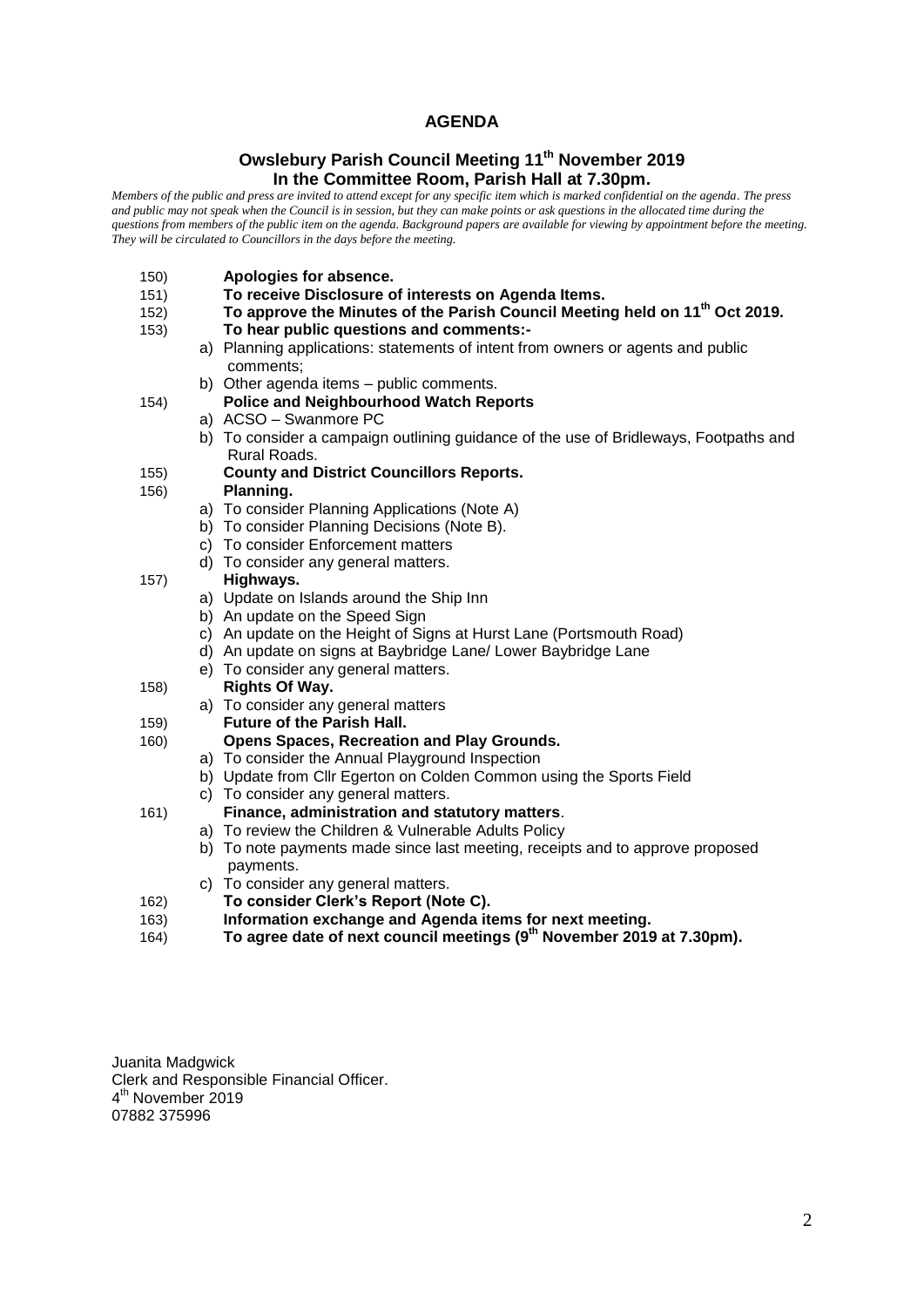# AGENDA

## Owslebury Parish Council Meeting 11th November 2019
## In the Committee Room, Parish Hall at 7.30pm.

*Members of the public and press are invited to attend except for any specific item which is marked confidential on the agenda. The press and public may not speak when the Council is in session, but they can make points or ask questions in the allocated time during the questions from members of the public item on the agenda. Background papers are available for viewing by appointment before the meeting. They will be circulated to Councillors in the days before the meeting.*

150) **Apologies for absence.**

151) **To receive Disclosure of interests on Agenda Items.**

152) **To approve the Minutes of the Parish Council Meeting held on 11th Oct 2019.**

153) **To hear public questions and comments:-**
   - a) Planning applications: statements of intent from owners or agents and public comments;
   - b) Other agenda items – public comments.

154) **Police and Neighbourhood Watch Reports**
   - a) ACSO – Swanmore PC
   - b) To consider a campaign outlining guidance of the use of Bridleways, Footpaths and Rural Roads.

155) **County and District Councillors Reports.**

156) **Planning.**
   - a) To consider Planning Applications (Note A)
   - b) To consider Planning Decisions (Note B).
   - c) To consider Enforcement matters
   - d) To consider any general matters.

157) **Highways.**
   - a) Update on Islands around the Ship Inn
   - b) An update on the Speed Sign
   - c) An update on the Height of Signs at Hurst Lane (Portsmouth Road)
   - d) An update on signs at Baybridge Lane/ Lower Baybridge Lane
   - e) To consider any general matters.

158) **Rights Of Way.**
   - a) To consider any general matters

159) **Future of the Parish Hall.**

160) **Opens Spaces, Recreation and Play Grounds.**
   - a) To consider the Annual Playground Inspection
   - b) Update from Cllr Egerton on Colden Common using the Sports Field
   - c) To consider any general matters.

161) **Finance, administration and statutory matters**.
   - a) To review the Children & Vulnerable Adults Policy
   - b) To note payments made since last meeting, receipts and to approve proposed payments.
   - c) To consider any general matters.

162) **To consider Clerk's Report (Note C).**

163) **Information exchange and Agenda items for next meeting.**

164) **To agree date of next council meetings (9th November 2019 at 7.30pm).**

Juanita Madgwick
Clerk and Responsible Financial Officer.
4th November 2019
07882 375996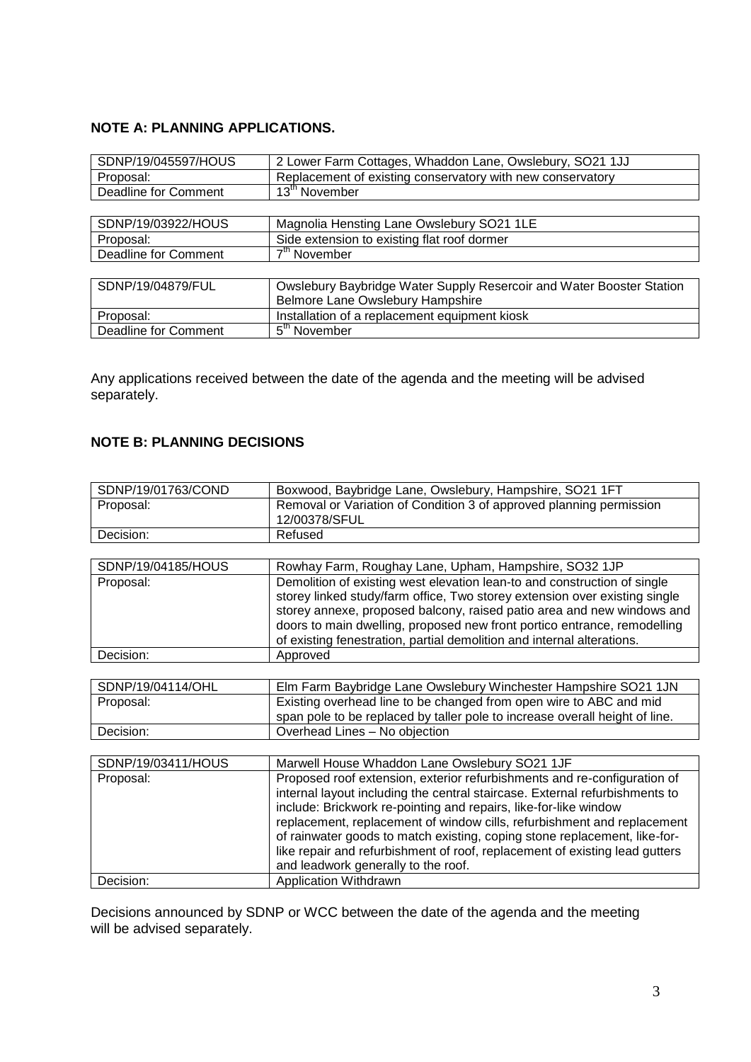## NOTE A: PLANNING APPLICATIONS.

| SDNP/19/045597/HOUS | 2 Lower Farm Cottages, Whaddon Lane, Owslebury, SO21 1JJ |
|---|---|
| Proposal: | Replacement of existing conservatory with new conservatory |
| Deadline for Comment | 13th November |

| SDNP/19/03922/HOUS | Magnolia Hensting Lane Owslebury SO21 1LE |
|---|---|
| Proposal: | Side extension to existing flat roof dormer |
| Deadline for Comment | 7th November |

| SDNP/19/04879/FUL | Owslebury Baybridge Water Supply Resercoir and Water Booster Station Belmore Lane Owslebury Hampshire |
|---|---|
| Proposal: | Installation of a replacement equipment kiosk |
| Deadline for Comment | 5th November |

Any applications received between the date of the agenda and the meeting will be advised separately.

## NOTE B: PLANNING DECISIONS

| SDNP/19/01763/COND | Boxwood, Baybridge Lane, Owslebury, Hampshire, SO21 1FT |
|---|---|
| Proposal: | Removal or Variation of Condition 3 of approved planning permission 12/00378/SFUL |
| Decision: | Refused |

| SDNP/19/04185/HOUS | Rowhay Farm, Roughay Lane, Upham, Hampshire, SO32 1JP |
|---|---|
| Proposal: | Demolition of existing west elevation lean-to and construction of single storey linked study/farm office, Two storey extension over existing single storey annexe, proposed balcony, raised patio area and new windows and doors to main dwelling, proposed new front portico entrance, remodelling of existing fenestration, partial demolition and internal alterations. |
| Decision: | Approved |

| SDNP/19/04114/OHL | Elm Farm Baybridge Lane Owslebury Winchester Hampshire SO21 1JN |
|---|---|
| Proposal: | Existing overhead line to be changed from open wire to ABC and mid span pole to be replaced by taller pole to increase overall height of line. |
| Decision: | Overhead Lines – No objection |

| SDNP/19/03411/HOUS | Marwell House Whaddon Lane Owslebury SO21 1JF |
|---|---|
| Proposal: | Proposed roof extension, exterior refurbishments and re-configuration of internal layout including the central staircase. External refurbishments to include: Brickwork re-pointing and repairs, like-for-like window replacement, replacement of window cills, refurbishment and replacement of rainwater goods to match existing, coping stone replacement, like-for-like repair and refurbishment of roof, replacement of existing lead gutters and leadwork generally to the roof. |
| Decision: | Application Withdrawn |

Decisions announced by SDNP or WCC between the date of the agenda and the meeting will be advised separately.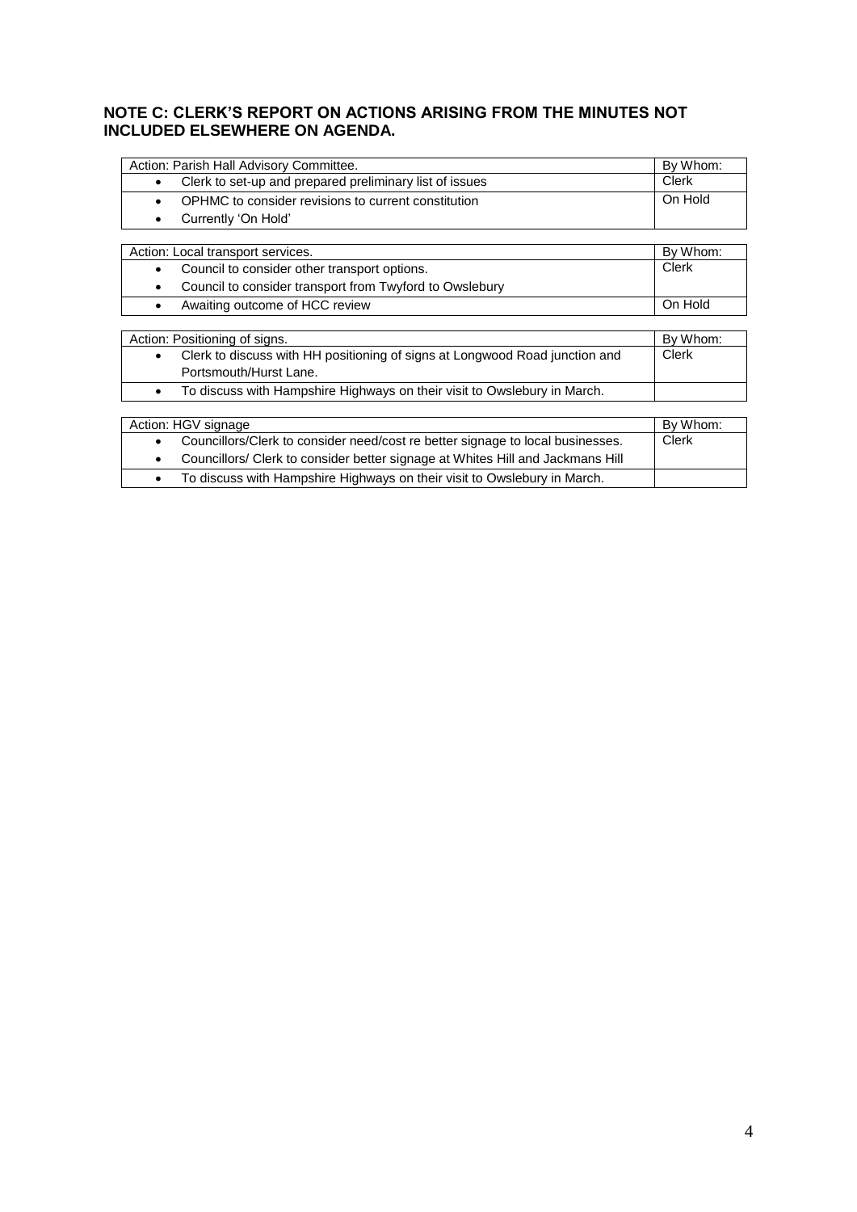## NOTE C: CLERK'S REPORT ON ACTIONS ARISING FROM THE MINUTES NOT INCLUDED ELSEWHERE ON AGENDA.

| Action: Parish Hall Advisory Committee. | By Whom: |
|---|---|
| • Clerk to set-up and prepared preliminary list of issues | Clerk |
| • OPHMC to consider revisions to current constitution<br>• Currently 'On Hold' | On Hold |

| Action: Local transport services. | By Whom: |
|---|---|
| • Council to consider other transport options.<br>• Council to consider transport from Twyford to Owslebury | Clerk |
| • Awaiting outcome of HCC review | On Hold |

| Action: Positioning of signs. | By Whom: |
|---|---|
| • Clerk to discuss with HH positioning of signs at Longwood Road junction and Portsmouth/Hurst Lane. | Clerk |
| • To discuss with Hampshire Highways on their visit to Owslebury in March. | |

| Action: HGV signage | By Whom: |
|---|---|
| • Councillors/Clerk to consider need/cost re better signage to local businesses.<br>• Councillors/ Clerk to consider better signage at Whites Hill and Jackmans Hill | Clerk |
| • To discuss with Hampshire Highways on their visit to Owslebury in March. | |